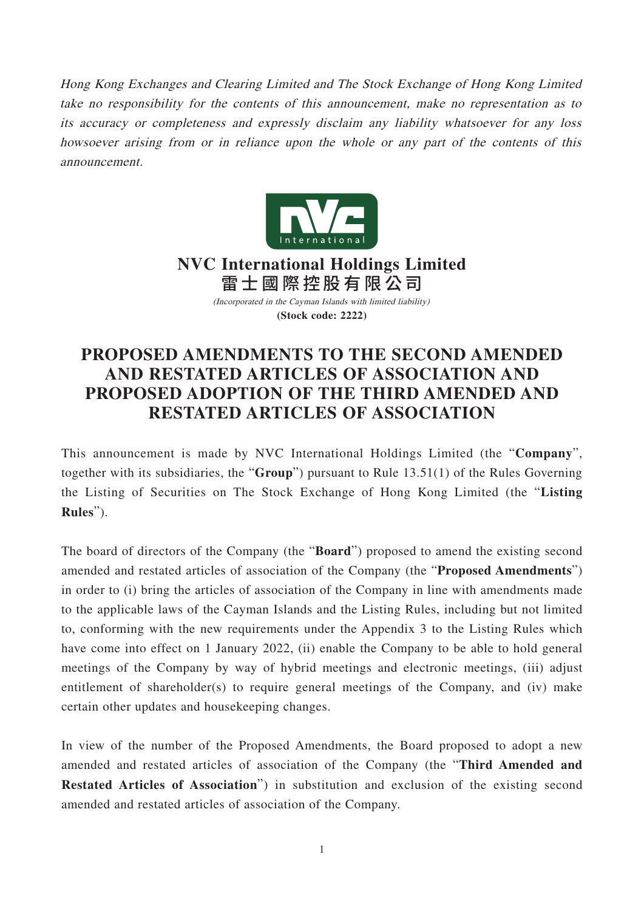*Hong Kong Exchanges and Clearing Limited and The Stock Exchange of Hong Kong Limited take no responsibility for the contents of this announcement, make no representation as to its accuracy or completeness and expressly disclaim any liability whatsoever for any loss howsoever arising from or in reliance upon the whole or any part of the contents of this announcement.*

**NVC International Holdings Limited**
**雷士國際控股有限公司**
*(Incorporated in the Cayman Islands with limited liability)*
**(Stock code: 2222)**

# PROPOSED AMENDMENTS TO THE SECOND AMENDED AND RESTATED ARTICLES OF ASSOCIATION AND PROPOSED ADOPTION OF THE THIRD AMENDED AND RESTATED ARTICLES OF ASSOCIATION

This announcement is made by NVC International Holdings Limited (the "**Company**", together with its subsidiaries, the "**Group**") pursuant to Rule 13.51(1) of the Rules Governing the Listing of Securities on The Stock Exchange of Hong Kong Limited (the "**Listing Rules**").

The board of directors of the Company (the "**Board**") proposed to amend the existing second amended and restated articles of association of the Company (the "**Proposed Amendments**") in order to (i) bring the articles of association of the Company in line with amendments made to the applicable laws of the Cayman Islands and the Listing Rules, including but not limited to, conforming with the new requirements under the Appendix 3 to the Listing Rules which have come into effect on 1 January 2022, (ii) enable the Company to be able to hold general meetings of the Company by way of hybrid meetings and electronic meetings, (iii) adjust entitlement of shareholder(s) to require general meetings of the Company, and (iv) make certain other updates and housekeeping changes.

In view of the number of the Proposed Amendments, the Board proposed to adopt a new amended and restated articles of association of the Company (the "**Third Amended and Restated Articles of Association**") in substitution and exclusion of the existing second amended and restated articles of association of the Company.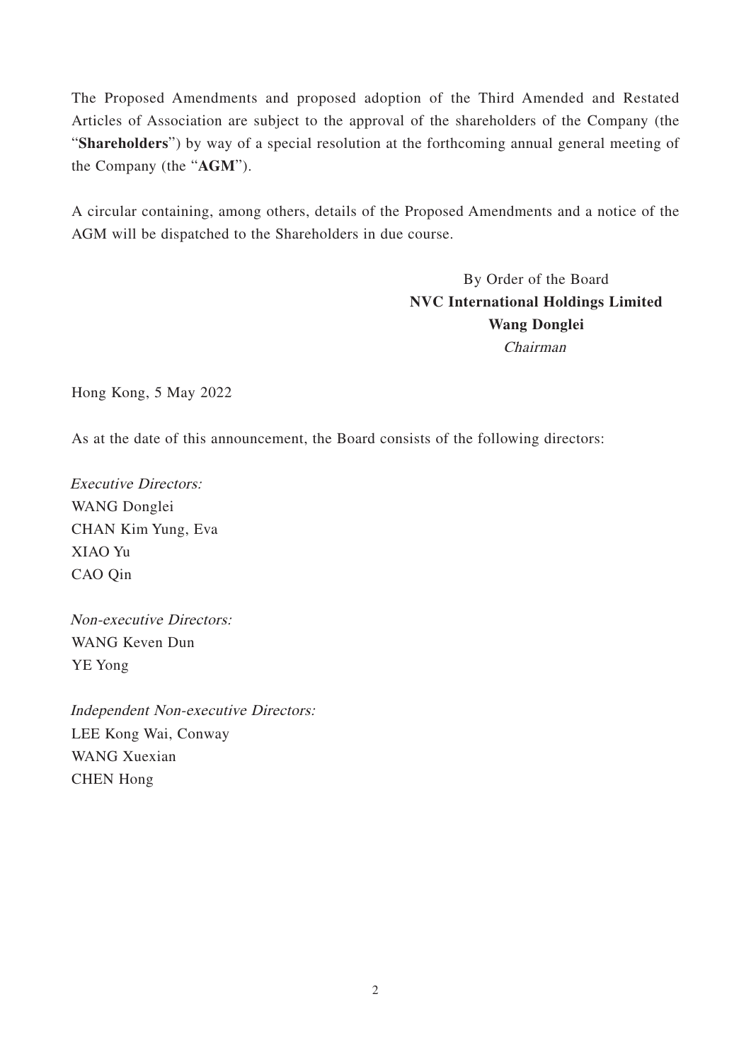The Proposed Amendments and proposed adoption of the Third Amended and Restated Articles of Association are subject to the approval of the shareholders of the Company (the "**Shareholders**") by way of a special resolution at the forthcoming annual general meeting of the Company (the "**AGM**").

A circular containing, among others, details of the Proposed Amendments and a notice of the AGM will be dispatched to the Shareholders in due course.

By Order of the Board
**NVC International Holdings Limited**
**Wang Donglei**
*Chairman*

Hong Kong, 5 May 2022

As at the date of this announcement, the Board consists of the following directors:

*Executive Directors:*
WANG Donglei
CHAN Kim Yung, Eva
XIAO Yu
CAO Qin

*Non-executive Directors:*
WANG Keven Dun
YE Yong

*Independent Non-executive Directors:*
LEE Kong Wai, Conway
WANG Xuexian
CHEN Hong